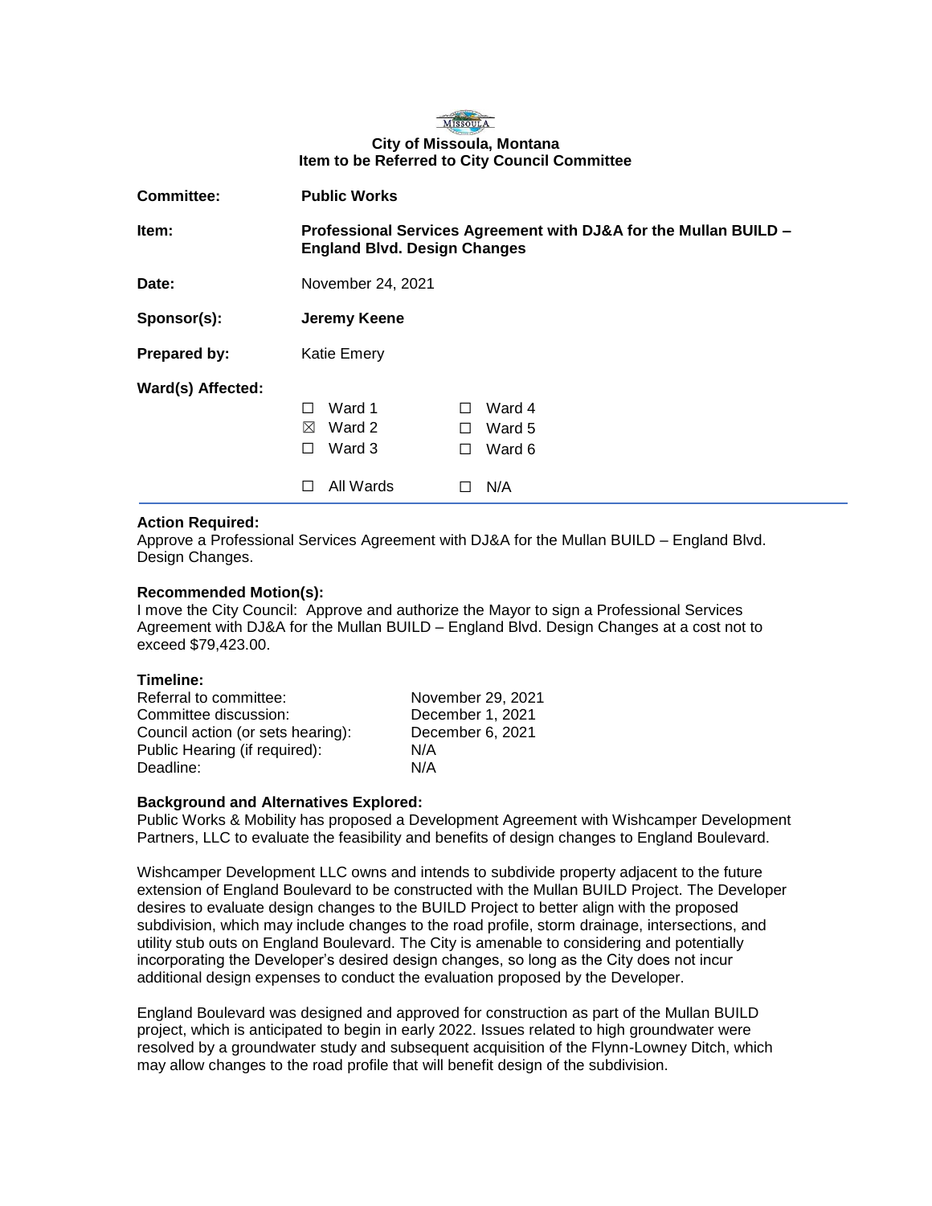**City of Missoula, Montana**
**Item to be Referred to City Council Committee**

| | |
|---|---|
| **Committee:** | **Public Works** |
| **Item:** | **Professional Services Agreement with DJ&A for the Mullan BUILD – England Blvd. Design Changes** |
| **Date:** | November 24, 2021 |
| **Sponsor(s):** | **Jeremy Keene** |
| **Prepared by:** | Katie Emery |
| **Ward(s) Affected:** | ☐ Ward 1 ☒ Ward 2 ☐ Ward 3 ☐ Ward 4 ☐ Ward 5 ☐ Ward 6 ☐ All Wards ☐ N/A |

**Action Required:**
Approve a Professional Services Agreement with DJ&A for the Mullan BUILD – England Blvd. Design Changes.

**Recommended Motion(s):**
I move the City Council: Approve and authorize the Mayor to sign a Professional Services Agreement with DJ&A for the Mullan BUILD – England Blvd. Design Changes at a cost not to exceed $79,423.00.

**Timeline:**

| | |
|---|---|
| Referral to committee: | November 29, 2021 |
| Committee discussion: | December 1, 2021 |
| Council action (or sets hearing): | December 6, 2021 |
| Public Hearing (if required): | N/A |
| Deadline: | N/A |

**Background and Alternatives Explored:**
Public Works & Mobility has proposed a Development Agreement with Wishcamper Development Partners, LLC to evaluate the feasibility and benefits of design changes to England Boulevard.

Wishcamper Development LLC owns and intends to subdivide property adjacent to the future extension of England Boulevard to be constructed with the Mullan BUILD Project. The Developer desires to evaluate design changes to the BUILD Project to better align with the proposed subdivision, which may include changes to the road profile, storm drainage, intersections, and utility stub outs on England Boulevard. The City is amenable to considering and potentially incorporating the Developer's desired design changes, so long as the City does not incur additional design expenses to conduct the evaluation proposed by the Developer.

England Boulevard was designed and approved for construction as part of the Mullan BUILD project, which is anticipated to begin in early 2022. Issues related to high groundwater were resolved by a groundwater study and subsequent acquisition of the Flynn-Lowney Ditch, which may allow changes to the road profile that will benefit design of the subdivision.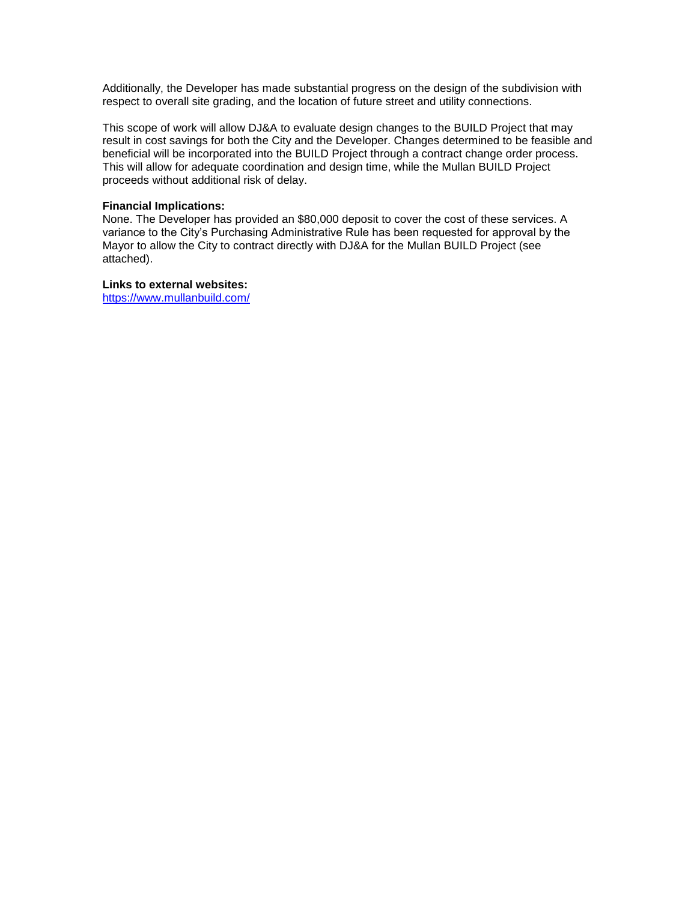Additionally, the Developer has made substantial progress on the design of the subdivision with respect to overall site grading, and the location of future street and utility connections.

This scope of work will allow DJ&A to evaluate design changes to the BUILD Project that may result in cost savings for both the City and the Developer. Changes determined to be feasible and beneficial will be incorporated into the BUILD Project through a contract change order process. This will allow for adequate coordination and design time, while the Mullan BUILD Project proceeds without additional risk of delay.

**Financial Implications:**
None. The Developer has provided an $80,000 deposit to cover the cost of these services. A variance to the City's Purchasing Administrative Rule has been requested for approval by the Mayor to allow the City to contract directly with DJ&A for the Mullan BUILD Project (see attached).

**Links to external websites:**
[https://www.mullanbuild.com/](https://www.mullanbuild.com/)